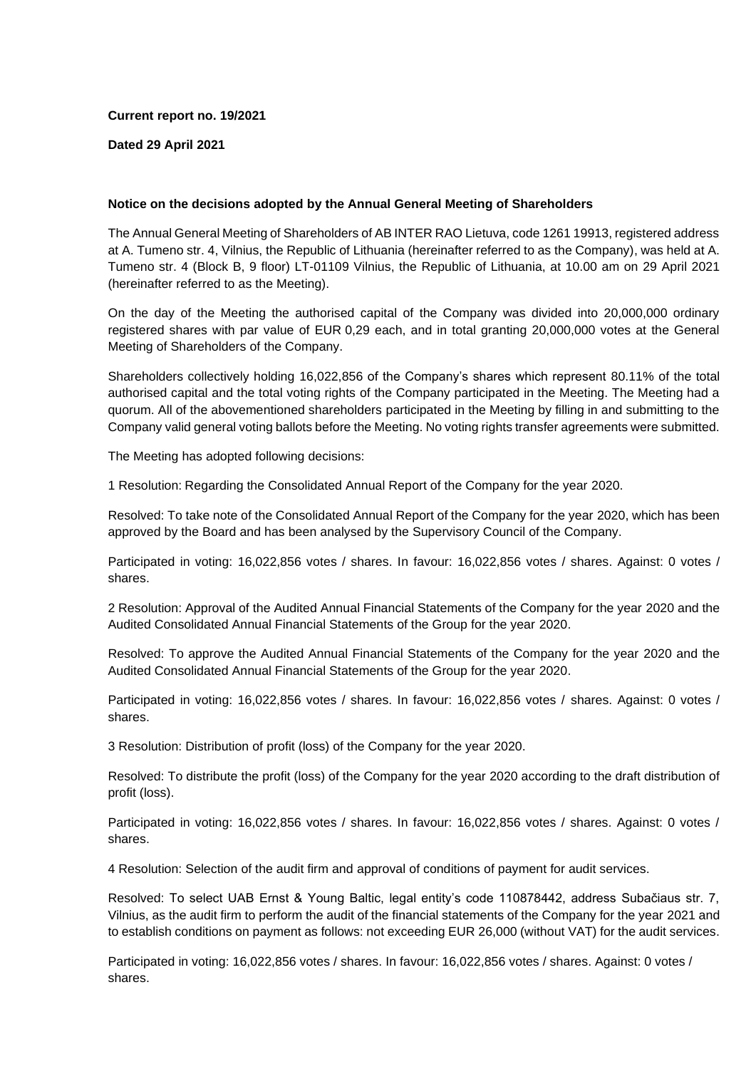**Current report no. 19/2021**

**Dated 29 April 2021**

**Notice on the decisions adopted by the Annual General Meeting of Shareholders**

The Annual General Meeting of Shareholders of AB INTER RAO Lietuva, code 1261 19913, registered address at A. Tumeno str. 4, Vilnius, the Republic of Lithuania (hereinafter referred to as the Company), was held at A. Tumeno str. 4 (Block B, 9 floor) LT-01109 Vilnius, the Republic of Lithuania, at 10.00 am on 29 April 2021 (hereinafter referred to as the Meeting).

On the day of the Meeting the authorised capital of the Company was divided into 20,000,000 ordinary registered shares with par value of EUR 0,29 each, and in total granting 20,000,000 votes at the General Meeting of Shareholders of the Company.

Shareholders collectively holding 16,022,856 of the Company's shares which represent 80.11% of the total authorised capital and the total voting rights of the Company participated in the Meeting. The Meeting had a quorum. All of the abovementioned shareholders participated in the Meeting by filling in and submitting to the Company valid general voting ballots before the Meeting. No voting rights transfer agreements were submitted.

The Meeting has adopted following decisions:

1 Resolution: Regarding the Consolidated Annual Report of the Company for the year 2020.

Resolved: To take note of the Consolidated Annual Report of the Company for the year 2020, which has been approved by the Board and has been analysed by the Supervisory Council of the Company.

Participated in voting: 16,022,856 votes / shares. In favour: 16,022,856 votes / shares. Against: 0 votes / shares.

2 Resolution: Approval of the Audited Annual Financial Statements of the Company for the year 2020 and the Audited Consolidated Annual Financial Statements of the Group for the year 2020.

Resolved: To approve the Audited Annual Financial Statements of the Company for the year 2020 and the Audited Consolidated Annual Financial Statements of the Group for the year 2020.

Participated in voting: 16,022,856 votes / shares. In favour: 16,022,856 votes / shares. Against: 0 votes / shares.

3 Resolution: Distribution of profit (loss) of the Company for the year 2020.

Resolved: To distribute the profit (loss) of the Company for the year 2020 according to the draft distribution of profit (loss).

Participated in voting: 16,022,856 votes / shares. In favour: 16,022,856 votes / shares. Against: 0 votes / shares.

4 Resolution: Selection of the audit firm and approval of conditions of payment for audit services.

Resolved: To select UAB Ernst & Young Baltic, legal entity's code 110878442, address Subačiaus str. 7, Vilnius, as the audit firm to perform the audit of the financial statements of the Company for the year 2021 and to establish conditions on payment as follows: not exceeding EUR 26,000 (without VAT) for the audit services.

Participated in voting: 16,022,856 votes / shares. In favour: 16,022,856 votes / shares. Against: 0 votes / shares.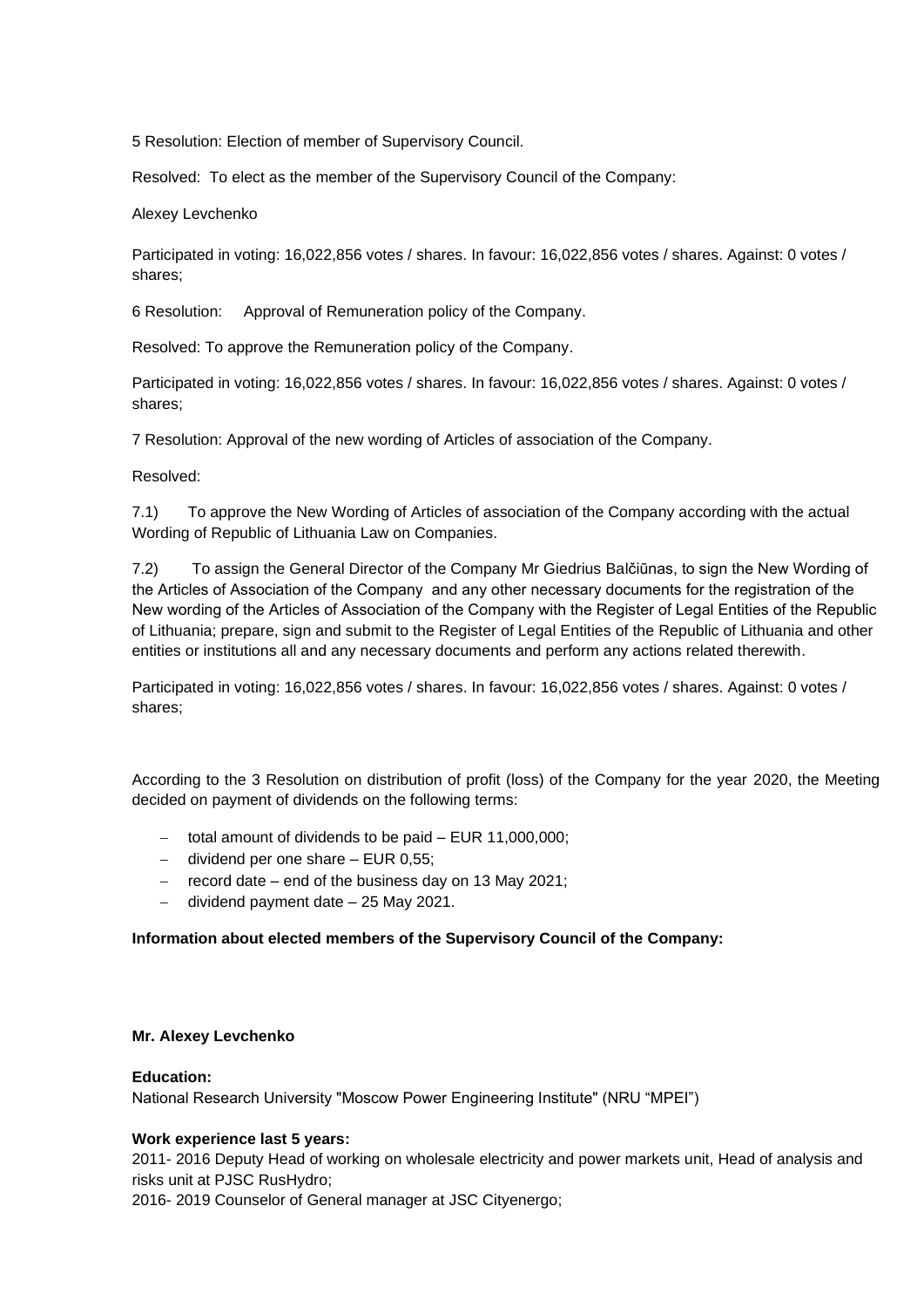5 Resolution: Election of member of Supervisory Council.

Resolved: To elect as the member of the Supervisory Council of the Company:

Alexey Levchenko

Participated in voting: 16,022,856 votes / shares. In favour: 16,022,856 votes / shares. Against: 0 votes / shares;

6 Resolution: Approval of Remuneration policy of the Company.

Resolved: To approve the Remuneration policy of the Company.

Participated in voting: 16,022,856 votes / shares. In favour: 16,022,856 votes / shares. Against: 0 votes / shares;

7 Resolution: Approval of the new wording of Articles of association of the Company.

Resolved:

7.1) To approve the New Wording of Articles of association of the Company according with the actual Wording of Republic of Lithuania Law on Companies.

7.2) To assign the General Director of the Company Mr Giedrius Balčiūnas, to sign the New Wording of the Articles of Association of the Company and any other necessary documents for the registration of the New wording of the Articles of Association of the Company with the Register of Legal Entities of the Republic of Lithuania; prepare, sign and submit to the Register of Legal Entities of the Republic of Lithuania and other entities or institutions all and any necessary documents and perform any actions related therewith.

Participated in voting: 16,022,856 votes / shares. In favour: 16,022,856 votes / shares. Against: 0 votes / shares;

According to the 3 Resolution on distribution of profit (loss) of the Company for the year 2020, the Meeting decided on payment of dividends on the following terms:

- total amount of dividends to be paid – EUR 11,000,000;
- dividend per one share – EUR 0,55;
- record date – end of the business day on 13 May 2021;
- dividend payment date – 25 May 2021.

**Information about elected members of the Supervisory Council of the Company:**

**Mr. Alexey Levchenko**

**Education:**
National Research University "Moscow Power Engineering Institute" (NRU "MPEI")

**Work experience last 5 years:**
2011- 2016 Deputy Head of working on wholesale electricity and power markets unit, Head of analysis and risks unit at PJSC RusHydro;
2016- 2019 Counselor of General manager at JSC Cityenergo;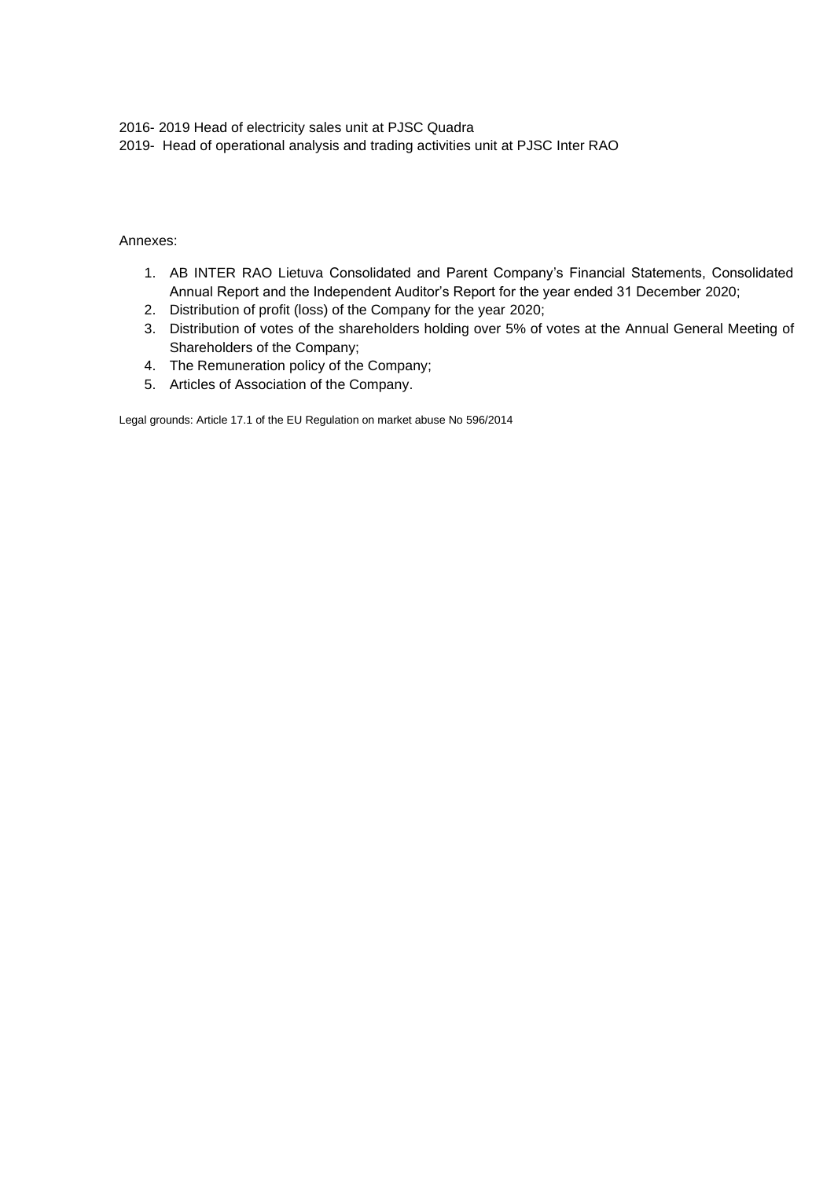2016- 2019 Head of electricity sales unit at PJSC Quadra
2019- Head of operational analysis and trading activities unit at PJSC Inter RAO

Annexes:

1. AB INTER RAO Lietuva Consolidated and Parent Company's Financial Statements, Consolidated Annual Report and the Independent Auditor's Report for the year ended 31 December 2020;
2. Distribution of profit (loss) of the Company for the year 2020;
3. Distribution of votes of the shareholders holding over 5% of votes at the Annual General Meeting of Shareholders of the Company;
4. The Remuneration policy of the Company;
5. Articles of Association of the Company.

Legal grounds: Article 17.1 of the EU Regulation on market abuse No 596/2014